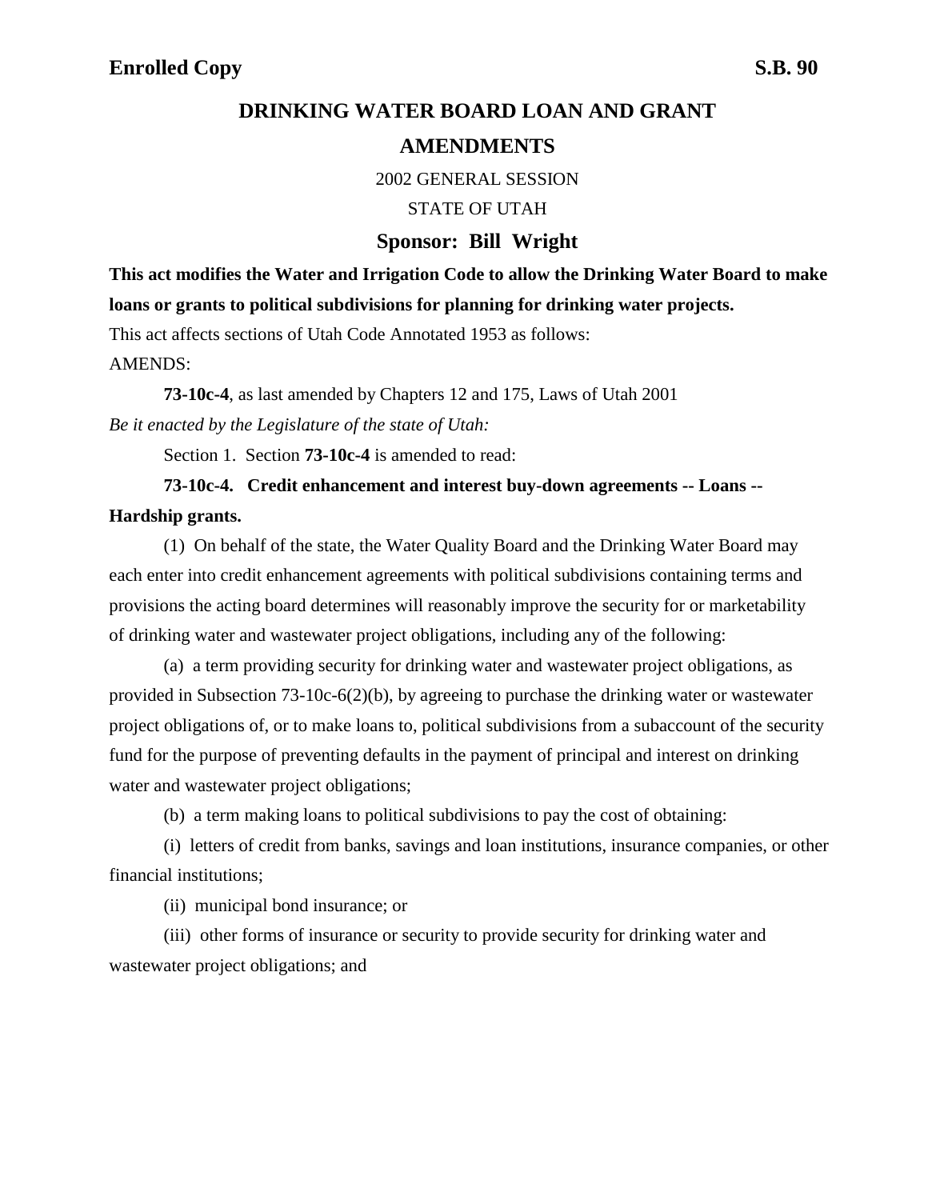**Enrolled Copy S.B. 90**

# DRINKING WATER BOARD LOAN AND GRANT AMENDMENTS

2002 GENERAL SESSION

STATE OF UTAH

**Sponsor: Bill Wright**

**This act modifies the Water and Irrigation Code to allow the Drinking Water Board to make loans or grants to political subdivisions for planning for drinking water projects.**

This act affects sections of Utah Code Annotated 1953 as follows:

AMENDS:

**73-10c-4**, as last amended by Chapters 12 and 175, Laws of Utah 2001

*Be it enacted by the Legislature of the state of Utah:*

Section 1. Section **73-10c-4** is amended to read:

**73-10c-4. Credit enhancement and interest buy-down agreements -- Loans -- Hardship grants.**

(1) On behalf of the state, the Water Quality Board and the Drinking Water Board may each enter into credit enhancement agreements with political subdivisions containing terms and provisions the acting board determines will reasonably improve the security for or marketability of drinking water and wastewater project obligations, including any of the following:

(a) a term providing security for drinking water and wastewater project obligations, as provided in Subsection 73-10c-6(2)(b), by agreeing to purchase the drinking water or wastewater project obligations of, or to make loans to, political subdivisions from a subaccount of the security fund for the purpose of preventing defaults in the payment of principal and interest on drinking water and wastewater project obligations;

(b) a term making loans to political subdivisions to pay the cost of obtaining:

(i) letters of credit from banks, savings and loan institutions, insurance companies, or other financial institutions;

(ii) municipal bond insurance; or

(iii) other forms of insurance or security to provide security for drinking water and wastewater project obligations; and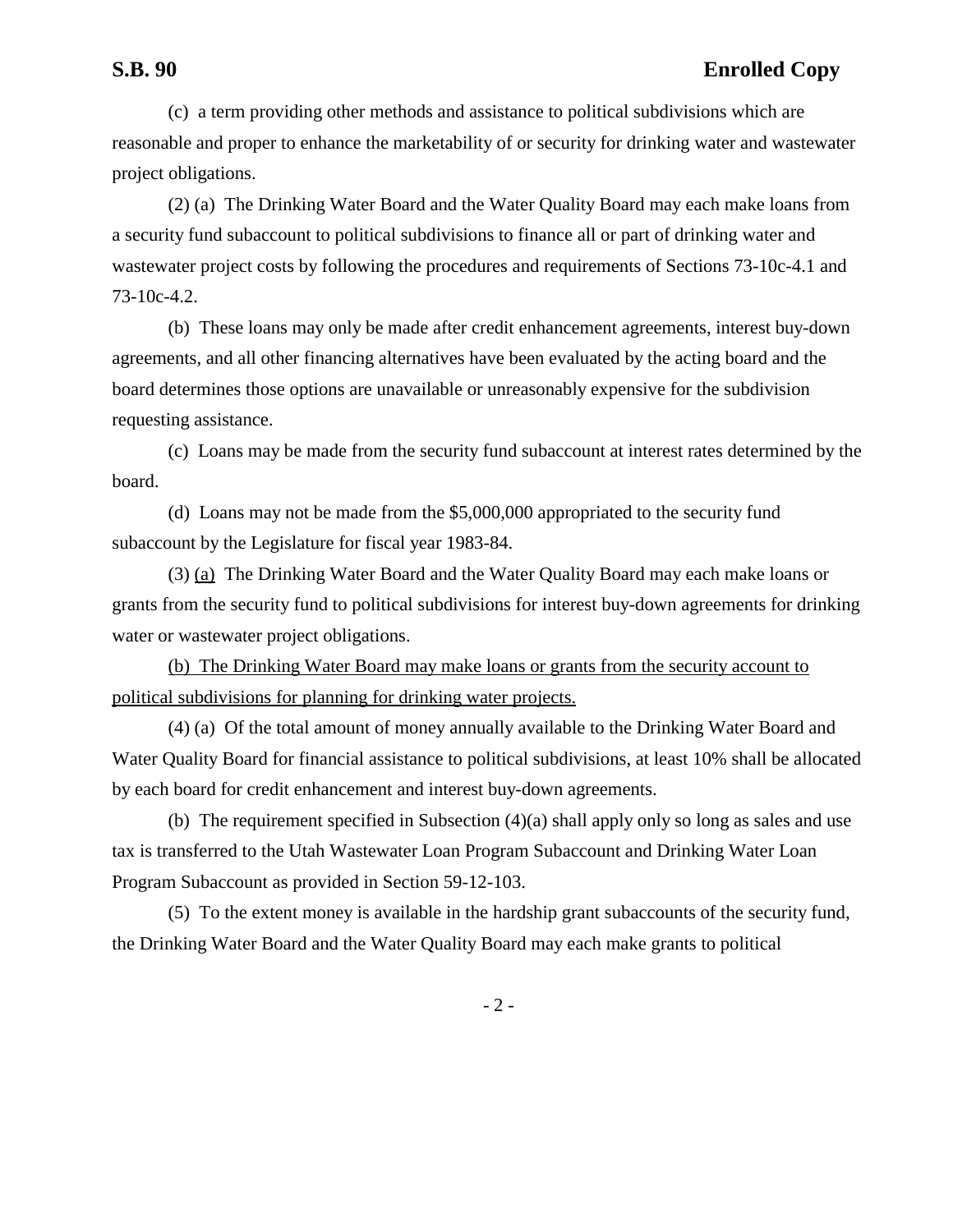(c) a term providing other methods and assistance to political subdivisions which are reasonable and proper to enhance the marketability of or security for drinking water and wastewater project obligations.

(2) (a) The Drinking Water Board and the Water Quality Board may each make loans from a security fund subaccount to political subdivisions to finance all or part of drinking water and wastewater project costs by following the procedures and requirements of Sections 73-10c-4.1 and 73-10c-4.2.

(b) These loans may only be made after credit enhancement agreements, interest buy-down agreements, and all other financing alternatives have been evaluated by the acting board and the board determines those options are unavailable or unreasonably expensive for the subdivision requesting assistance.

(c) Loans may be made from the security fund subaccount at interest rates determined by the board.

(d) Loans may not be made from the $5,000,000 appropriated to the security fund subaccount by the Legislature for fiscal year 1983-84.

(3) <u>(a)</u> The Drinking Water Board and the Water Quality Board may each make loans or grants from the security fund to political subdivisions for interest buy-down agreements for drinking water or wastewater project obligations.

<u>(b) The Drinking Water Board may make loans or grants from the security account to political subdivisions for planning for drinking water projects.</u>

(4) (a) Of the total amount of money annually available to the Drinking Water Board and Water Quality Board for financial assistance to political subdivisions, at least 10% shall be allocated by each board for credit enhancement and interest buy-down agreements.

(b) The requirement specified in Subsection (4)(a) shall apply only so long as sales and use tax is transferred to the Utah Wastewater Loan Program Subaccount and Drinking Water Loan Program Subaccount as provided in Section 59-12-103.

(5) To the extent money is available in the hardship grant subaccounts of the security fund, the Drinking Water Board and the Water Quality Board may each make grants to political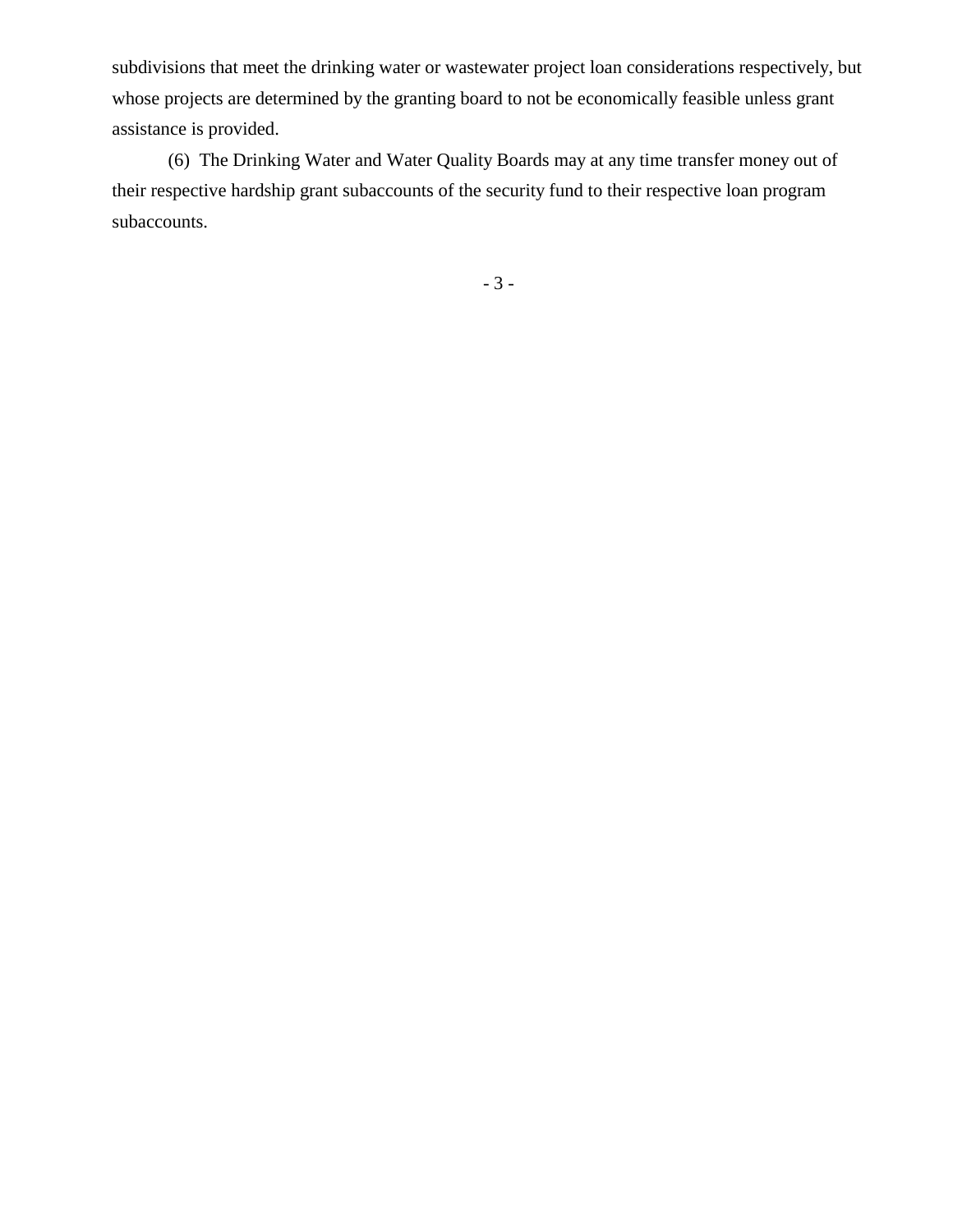subdivisions that meet the drinking water or wastewater project loan considerations respectively, but whose projects are determined by the granting board to not be economically feasible unless grant assistance is provided.

(6) The Drinking Water and Water Quality Boards may at any time transfer money out of their respective hardship grant subaccounts of the security fund to their respective loan program subaccounts.